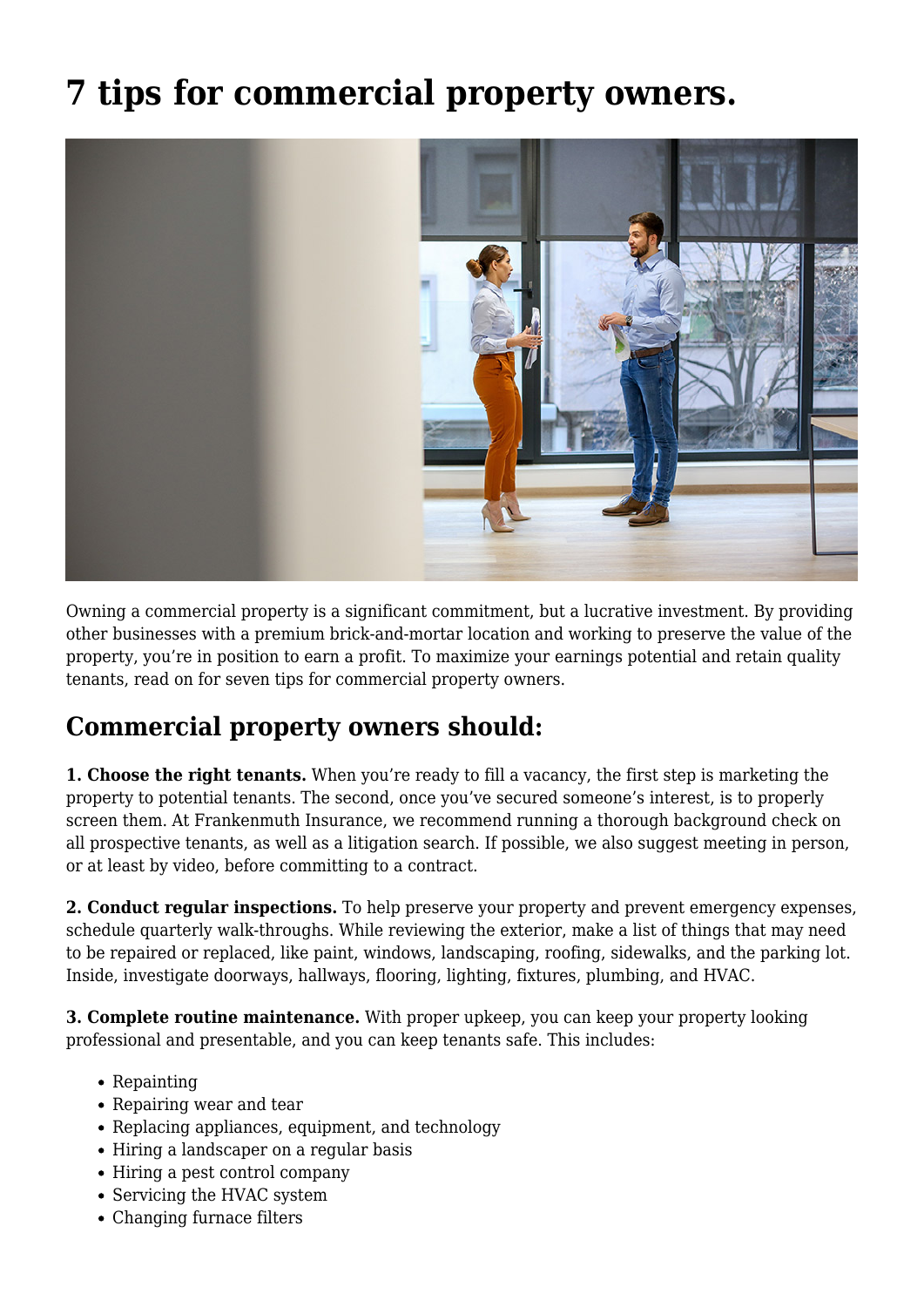# 7 tips for commercial property owners.

Owning a commercial property is a significant commitment, but a lucrative investment. By providing other businesses with a premium brick-and-mortar location and working to preserve the value of the property, you're in position to earn a profit. To maximize your earnings potential and retain quality tenants, read on for seven tips for commercial property owners.

## Commercial property owners should:

**1. Choose the right tenants.** When you're ready to fill a vacancy, the first step is marketing the property to potential tenants. The second, once you've secured someone's interest, is to properly screen them. At Frankenmuth Insurance, we recommend running a thorough background check on all prospective tenants, as well as a litigation search. If possible, we also suggest meeting in person, or at least by video, before committing to a contract.

**2. Conduct regular inspections.** To help preserve your property and prevent emergency expenses, schedule quarterly walk-throughs. While reviewing the exterior, make a list of things that may need to be repaired or replaced, like paint, windows, landscaping, roofing, sidewalks, and the parking lot. Inside, investigate doorways, hallways, flooring, lighting, fixtures, plumbing, and HVAC.

**3. Complete routine maintenance.** With proper upkeep, you can keep your property looking professional and presentable, and you can keep tenants safe. This includes:

- Repainting
- Repairing wear and tear
- Replacing appliances, equipment, and technology
- Hiring a landscaper on a regular basis
- Hiring a pest control company
- Servicing the HVAC system
- Changing furnace filters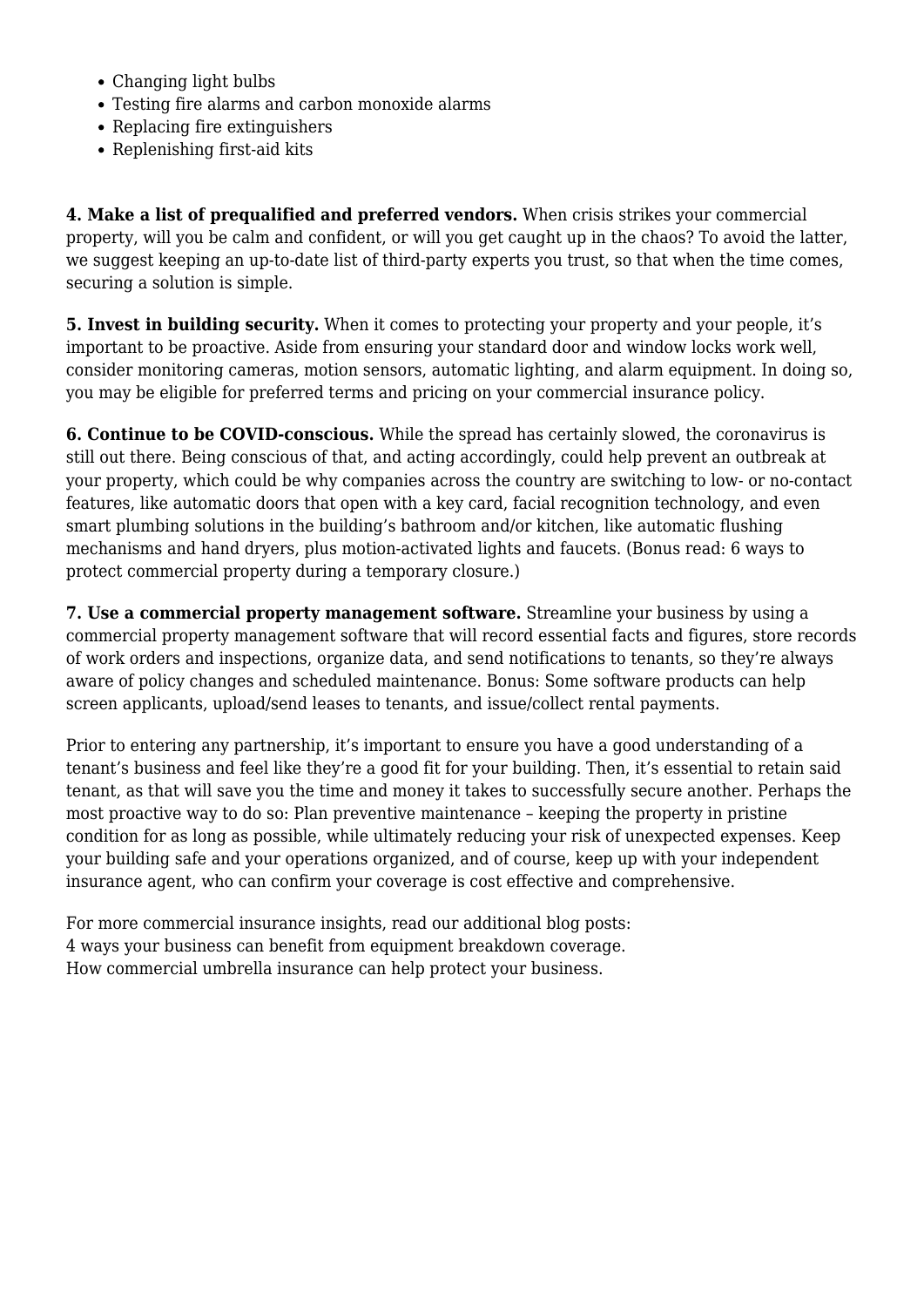- Changing light bulbs
- Testing fire alarms and carbon monoxide alarms
- Replacing fire extinguishers
- Replenishing first-aid kits

**4. Make a list of prequalified and preferred vendors.** When crisis strikes your commercial property, will you be calm and confident, or will you get caught up in the chaos? To avoid the latter, we suggest keeping an up-to-date list of third-party experts you trust, so that when the time comes, securing a solution is simple.

**5. Invest in building security.** When it comes to protecting your property and your people, it's important to be proactive. Aside from ensuring your standard door and window locks work well, consider monitoring cameras, motion sensors, automatic lighting, and alarm equipment. In doing so, you may be eligible for preferred terms and pricing on your commercial insurance policy.

**6. Continue to be COVID-conscious.** While the spread has certainly slowed, the coronavirus is still out there. Being conscious of that, and acting accordingly, could help prevent an outbreak at your property, which could be why companies across the country are switching to low- or no-contact features, like automatic doors that open with a key card, facial recognition technology, and even smart plumbing solutions in the building's bathroom and/or kitchen, like automatic flushing mechanisms and hand dryers, plus motion-activated lights and faucets. (Bonus read: 6 ways to protect commercial property during a temporary closure.)

**7. Use a commercial property management software.** Streamline your business by using a commercial property management software that will record essential facts and figures, store records of work orders and inspections, organize data, and send notifications to tenants, so they're always aware of policy changes and scheduled maintenance. Bonus: Some software products can help screen applicants, upload/send leases to tenants, and issue/collect rental payments.

Prior to entering any partnership, it's important to ensure you have a good understanding of a tenant's business and feel like they're a good fit for your building. Then, it's essential to retain said tenant, as that will save you the time and money it takes to successfully secure another. Perhaps the most proactive way to do so: Plan preventive maintenance – keeping the property in pristine condition for as long as possible, while ultimately reducing your risk of unexpected expenses. Keep your building safe and your operations organized, and of course, keep up with your independent insurance agent, who can confirm your coverage is cost effective and comprehensive.

For more commercial insurance insights, read our additional blog posts:
4 ways your business can benefit from equipment breakdown coverage.
How commercial umbrella insurance can help protect your business.